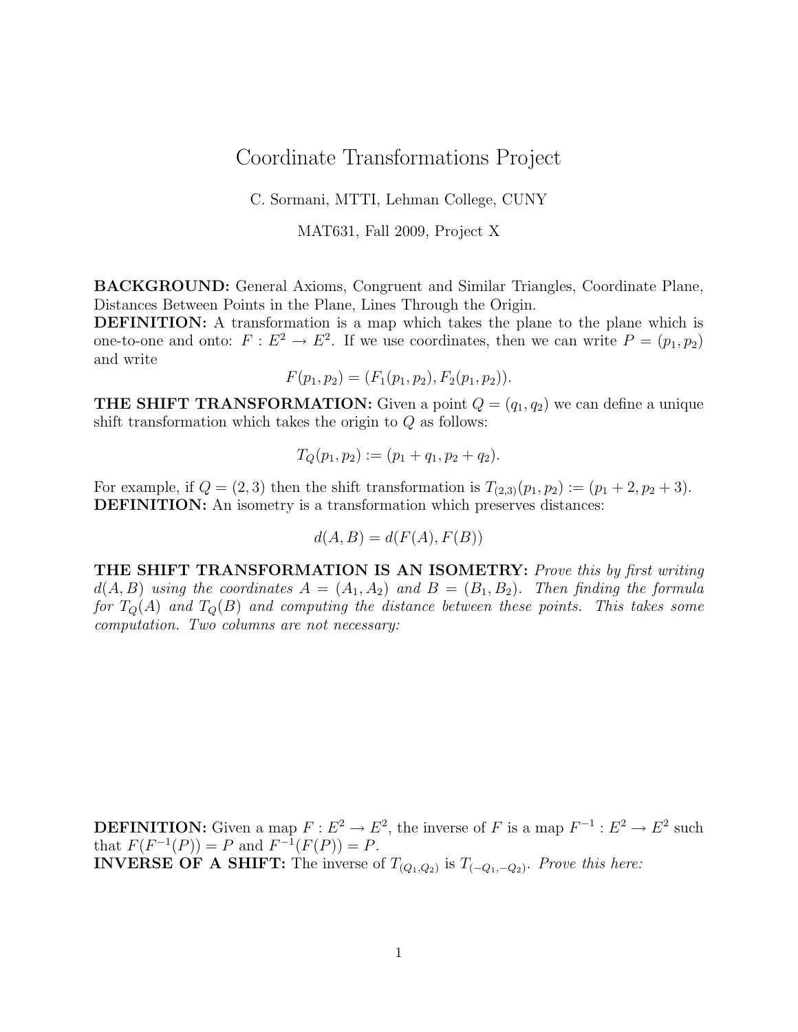# Coordinate Transformations Project

C. Sormani, MTTI, Lehman College, CUNY

MAT631, Fall 2009, Project X

**BACKGROUND:** General Axioms, Congruent and Similar Triangles, Coordinate Plane, Distances Between Points in the Plane, Lines Through the Origin.

**DEFINITION:** A transformation is a map which takes the plane to the plane which is one-to-one and onto: $F : E^2 \to E^2$. If we use coordinates, then we can write $P = (p_1, p_2)$ and write

$$F(p_1, p_2) = (F_1(p_1, p_2), F_2(p_1, p_2)).$$

**THE SHIFT TRANSFORMATION:** Given a point $Q = (q_1, q_2)$ we can define a unique shift transformation which takes the origin to $Q$ as follows:

$$T_Q(p_1, p_2) := (p_1 + q_1, p_2 + q_2).$$

For example, if $Q = (2, 3)$ then the shift transformation is $T_{(2,3)}(p_1, p_2) := (p_1 + 2, p_2 + 3)$.

**DEFINITION:** An isometry is a transformation which preserves distances:

$$d(A, B) = d(F(A), F(B))$$

**THE SHIFT TRANSFORMATION IS AN ISOMETRY:** *Prove this by first writing $d(A, B)$ using the coordinates $A = (A_1, A_2)$ and $B = (B_1, B_2)$. Then finding the formula for $T_Q(A)$ and $T_Q(B)$ and computing the distance between these points. This takes some computation. Two columns are not necessary:*

**DEFINITION:** Given a map $F : E^2 \to E^2$, the inverse of $F$ is a map $F^{-1} : E^2 \to E^2$ such that $F(F^{-1}(P)) = P$ and $F^{-1}(F(P)) = P$.

**INVERSE OF A SHIFT:** The inverse of $T_{(Q_1,Q_2)}$ is $T_{(-Q_1,-Q_2)}$. *Prove this here:*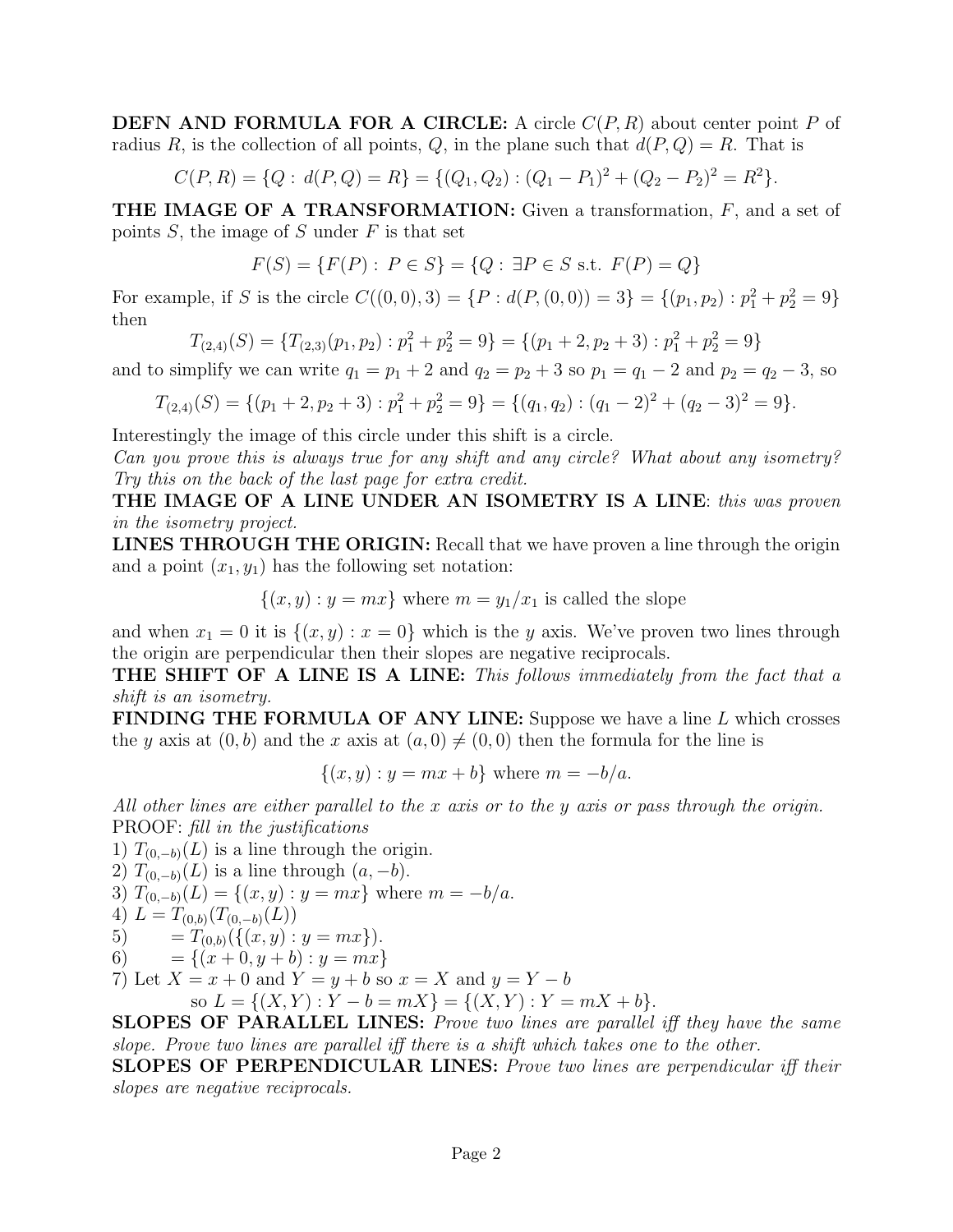**DEFN AND FORMULA FOR A CIRCLE:** A circle $C(P,R)$ about center point $P$ of radius $R$, is the collection of all points, $Q$, in the plane such that $d(P,Q) = R$. That is

$$C(P,R) = \{Q : d(P,Q) = R\} = \{(Q_1,Q_2) : (Q_1 - P_1)^2 + (Q_2 - P_2)^2 = R^2\}.$$

**THE IMAGE OF A TRANSFORMATION:** Given a transformation, $F$, and a set of points $S$, the image of $S$ under $F$ is that set

$$F(S) = \{F(P) : P \in S\} = \{Q : \exists P \in S \text{ s.t. } F(P) = Q\}$$

For example, if $S$ is the circle $C((0,0),3) = \{P : d(P,(0,0)) = 3\} = \{(p_1,p_2) : p_1^2 + p_2^2 = 9\}$ then

$$T_{(2,4)}(S) = \{T_{(2,3)}(p_1,p_2) : p_1^2 + p_2^2 = 9\} = \{(p_1 + 2, p_2 + 3) : p_1^2 + p_2^2 = 9\}$$

and to simplify we can write $q_1 = p_1 + 2$ and $q_2 = p_2 + 3$ so $p_1 = q_1 - 2$ and $p_2 = q_2 - 3$, so

$$T_{(2,4)}(S) = \{(p_1 + 2, p_2 + 3) : p_1^2 + p_2^2 = 9\} = \{(q_1,q_2) : (q_1 - 2)^2 + (q_2 - 3)^2 = 9\}.$$

Interestingly the image of this circle under this shift is a circle.
*Can you prove this is always true for any shift and any circle? What about any isometry? Try this on the back of the last page for extra credit.*

**THE IMAGE OF A LINE UNDER AN ISOMETRY IS A LINE**: *this was proven in the isometry project.*

**LINES THROUGH THE ORIGIN:** Recall that we have proven a line through the origin and a point $(x_1,y_1)$ has the following set notation:

$$\{(x,y) : y = mx\} \text{ where } m = y_1/x_1 \text{ is called the slope}$$

and when $x_1 = 0$ it is $\{(x,y) : x = 0\}$ which is the $y$ axis. We've proven two lines through the origin are perpendicular then their slopes are negative reciprocals.

**THE SHIFT OF A LINE IS A LINE:** *This follows immediately from the fact that a shift is an isometry.*

**FINDING THE FORMULA OF ANY LINE:** Suppose we have a line $L$ which crosses the $y$ axis at $(0,b)$ and the $x$ axis at $(a,0) \neq (0,0)$ then the formula for the line is

$$\{(x,y) : y = mx + b\} \text{ where } m = -b/a.$$

*All other lines are either parallel to the x axis or to the y axis or pass through the origin.*
PROOF: *fill in the justifications*
1) $T_{(0,-b)}(L)$ is a line through the origin.
2) $T_{(0,-b)}(L)$ is a line through $(a,-b)$.
3) $T_{(0,-b)}(L) = \{(x,y) : y = mx\}$ where $m = -b/a$.
4) $L = T_{(0,b)}(T_{(0,-b)}(L))$
5) $\quad = T_{(0,b)}(\{(x,y) : y = mx\})$.
6) $\quad = \{(x + 0, y + b) : y = mx\}$
7) Let $X = x + 0$ and $Y = y + b$ so $x = X$ and $y = Y - b$
so $L = \{(X,Y) : Y - b = mX\} = \{(X,Y) : Y = mX + b\}$.

**SLOPES OF PARALLEL LINES:** *Prove two lines are parallel iff they have the same slope. Prove two lines are parallel iff there is a shift which takes one to the other.*

**SLOPES OF PERPENDICULAR LINES:** *Prove two lines are perpendicular iff their slopes are negative reciprocals.*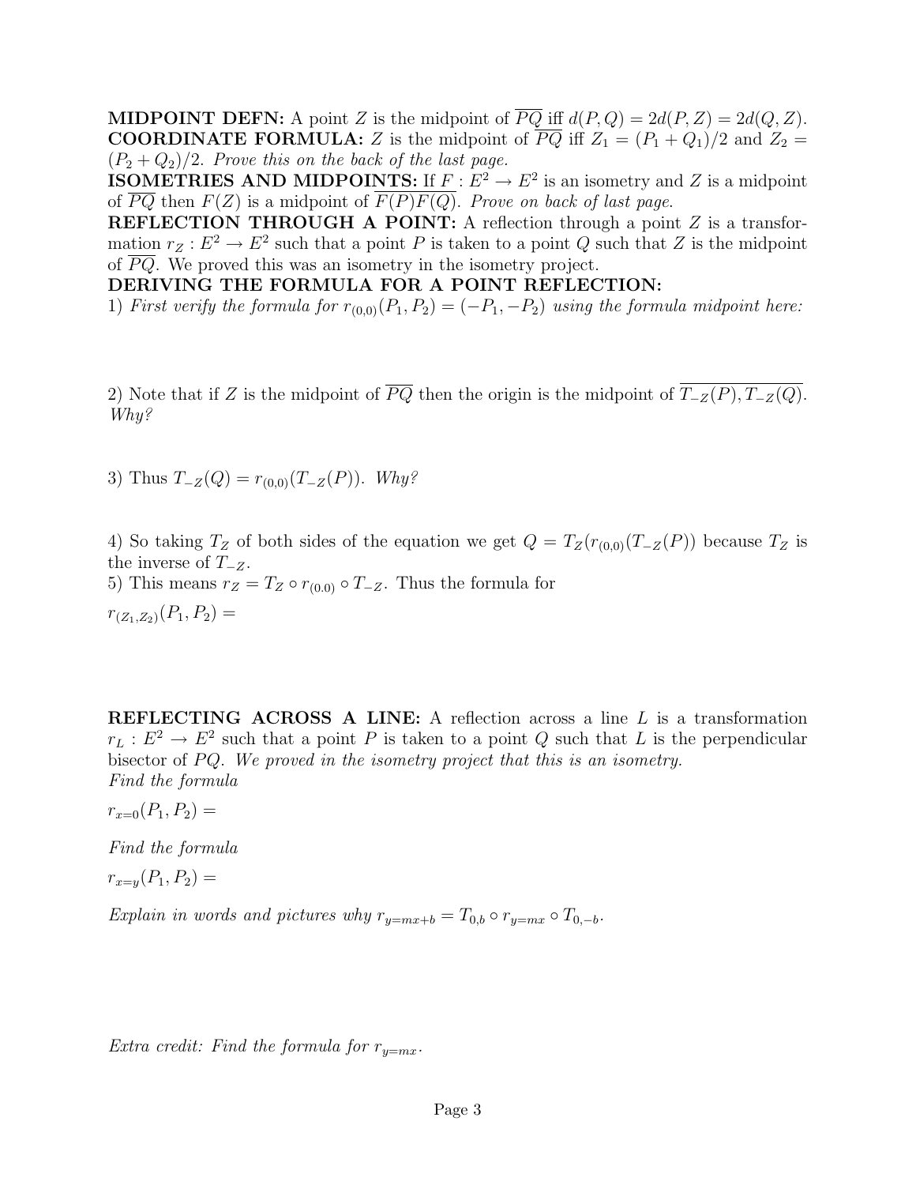**MIDPOINT DEFN:** A point $Z$ is the midpoint of $\overline{PQ}$ iff $d(P,Q) = 2d(P,Z) = 2d(Q,Z)$.
**COORDINATE FORMULA:** $Z$ is the midpoint of $\overline{PQ}$ iff $Z_1 = (P_1 + Q_1)/2$ and $Z_2 = (P_2 + Q_2)/2$. *Prove this on the back of the last page.*
**ISOMETRIES AND MIDPOINTS:** If $F : E^2 \to E^2$ is an isometry and $Z$ is a midpoint of $\overline{PQ}$ then $F(Z)$ is a midpoint of $\overline{F(P)F(Q)}$. *Prove on back of last page.*
**REFLECTION THROUGH A POINT:** A reflection through a point $Z$ is a transformation $r_Z : E^2 \to E^2$ such that a point $P$ is taken to a point $Q$ such that $Z$ is the midpoint of $\overline{PQ}$. We proved this was an isometry in the isometry project.
**DERIVING THE FORMULA FOR A POINT REFLECTION:**
1) *First verify the formula for $r_{(0,0)}(P_1, P_2) = (-P_1, -P_2)$ using the formula midpoint here:*

2) Note that if $Z$ is the midpoint of $\overline{PQ}$ then the origin is the midpoint of $\overline{T_{-Z}(P), T_{-Z}(Q)}$. *Why?*

3) Thus $T_{-Z}(Q) = r_{(0,0)}(T_{-Z}(P))$. *Why?*

4) So taking $T_Z$ of both sides of the equation we get $Q = T_Z(r_{(0,0)}(T_{-Z}(P))$ because $T_Z$ is the inverse of $T_{-Z}$.
5) This means $r_Z = T_Z \circ r_{(0.0)} \circ T_{-Z}$. Thus the formula for

$r_{(Z_1,Z_2)}(P_1, P_2) =$

**REFLECTING ACROSS A LINE:** A reflection across a line $L$ is a transformation $r_L : E^2 \to E^2$ such that a point $P$ is taken to a point $Q$ such that $L$ is the perpendicular bisector of $PQ$. *We proved in the isometry project that this is an isometry.*
*Find the formula*

$r_{x=0}(P_1, P_2) =$

*Find the formula*

$r_{x=y}(P_1, P_2) =$

*Explain in words and pictures why $r_{y=mx+b} = T_{0,b} \circ r_{y=mx} \circ T_{0,-b}$.*

*Extra credit: Find the formula for $r_{y=mx}$.*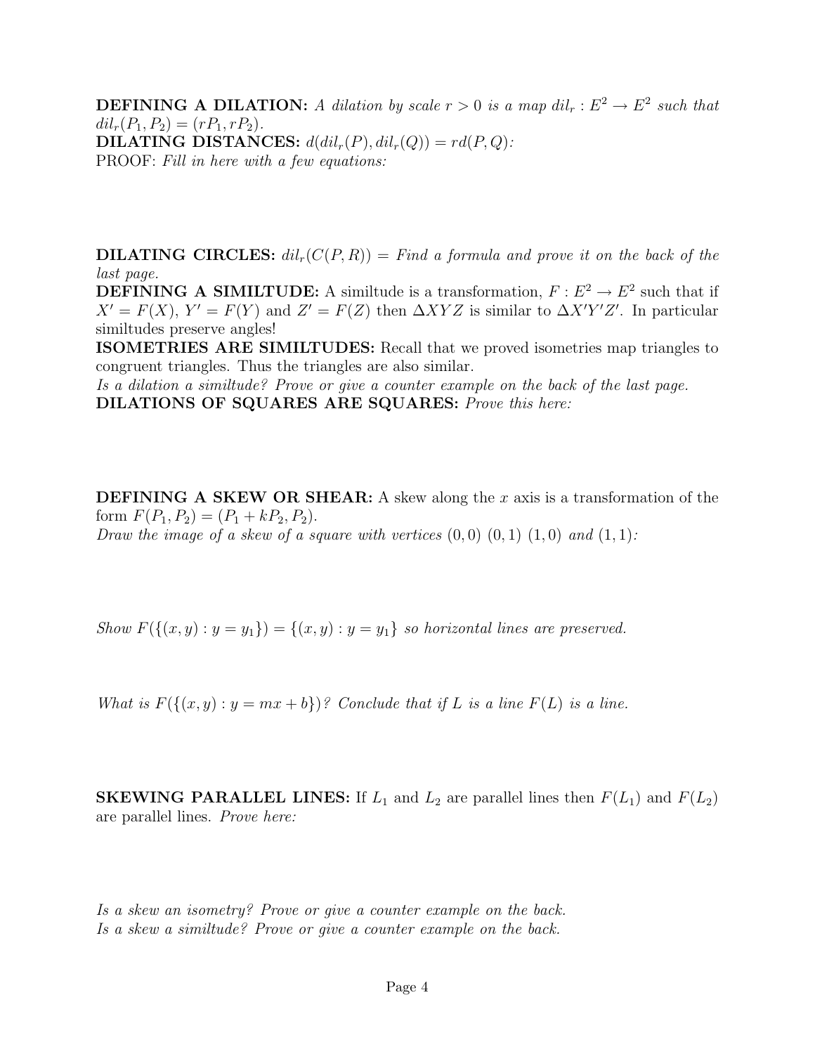**DEFINING A DILATION:** *A dilation by scale $r > 0$ is a map $dil_r : E^2 \to E^2$ such that $dil_r(P_1, P_2) = (rP_1, rP_2)$.*
**DILATING DISTANCES:** *$d(dil_r(P), dil_r(Q)) = rd(P, Q)$:*
PROOF: *Fill in here with a few equations:*

**DILATING CIRCLES:** *$dil_r(C(P, R)) =$ Find a formula and prove it on the back of the last page.*
**DEFINING A SIMILTUDE:** A similtude is a transformation, $F : E^2 \to E^2$ such that if $X' = F(X)$, $Y' = F(Y)$ and $Z' = F(Z)$ then $\Delta XYZ$ is similar to $\Delta X'Y'Z'$. In particular similtudes preserve angles!
**ISOMETRIES ARE SIMILTUDES:** Recall that we proved isometries map triangles to congruent triangles. Thus the triangles are also similar.
*Is a dilation a similtude? Prove or give a counter example on the back of the last page.*
**DILATIONS OF SQUARES ARE SQUARES:** *Prove this here:*

**DEFINING A SKEW OR SHEAR:** A skew along the $x$ axis is a transformation of the form $F(P_1, P_2) = (P_1 + kP_2, P_2)$.
*Draw the image of a skew of a square with vertices $(0, 0)$ $(0, 1)$ $(1, 0)$ and $(1, 1)$:*

*Show $F(\{(x, y) : y = y_1\}) = \{(x, y) : y = y_1\}$ so horizontal lines are preserved.*

*What is $F(\{(x, y) : y = mx + b\})$? Conclude that if $L$ is a line $F(L)$ is a line.*

**SKEWING PARALLEL LINES:** If $L_1$ and $L_2$ are parallel lines then $F(L_1)$ and $F(L_2)$ are parallel lines. *Prove here:*

*Is a skew an isometry? Prove or give a counter example on the back.*
*Is a skew a similtude? Prove or give a counter example on the back.*